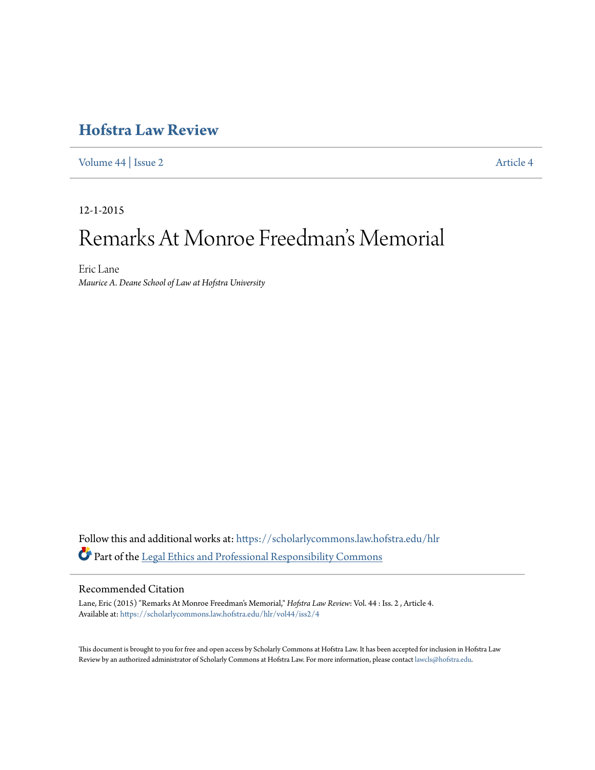# Hofstra Law Review

Volume 44 | Issue 2 Article 4

12-1-2015

# Remarks At Monroe Freedman's Memorial

Eric Lane

*Maurice A. Deane School of Law at Hofstra University*

Follow this and additional works at: https://scholarlycommons.law.hofstra.edu/hlr

Part of the Legal Ethics and Professional Responsibility Commons

## Recommended Citation

Lane, Eric (2015) "Remarks At Monroe Freedman's Memorial," *Hofstra Law Review*: Vol. 44 : Iss. 2 , Article 4.
Available at: https://scholarlycommons.law.hofstra.edu/hlr/vol44/iss2/4

This document is brought to you for free and open access by Scholarly Commons at Hofstra Law. It has been accepted for inclusion in Hofstra Law Review by an authorized administrator of Scholarly Commons at Hofstra Law. For more information, please contact lawcls@hofstra.edu.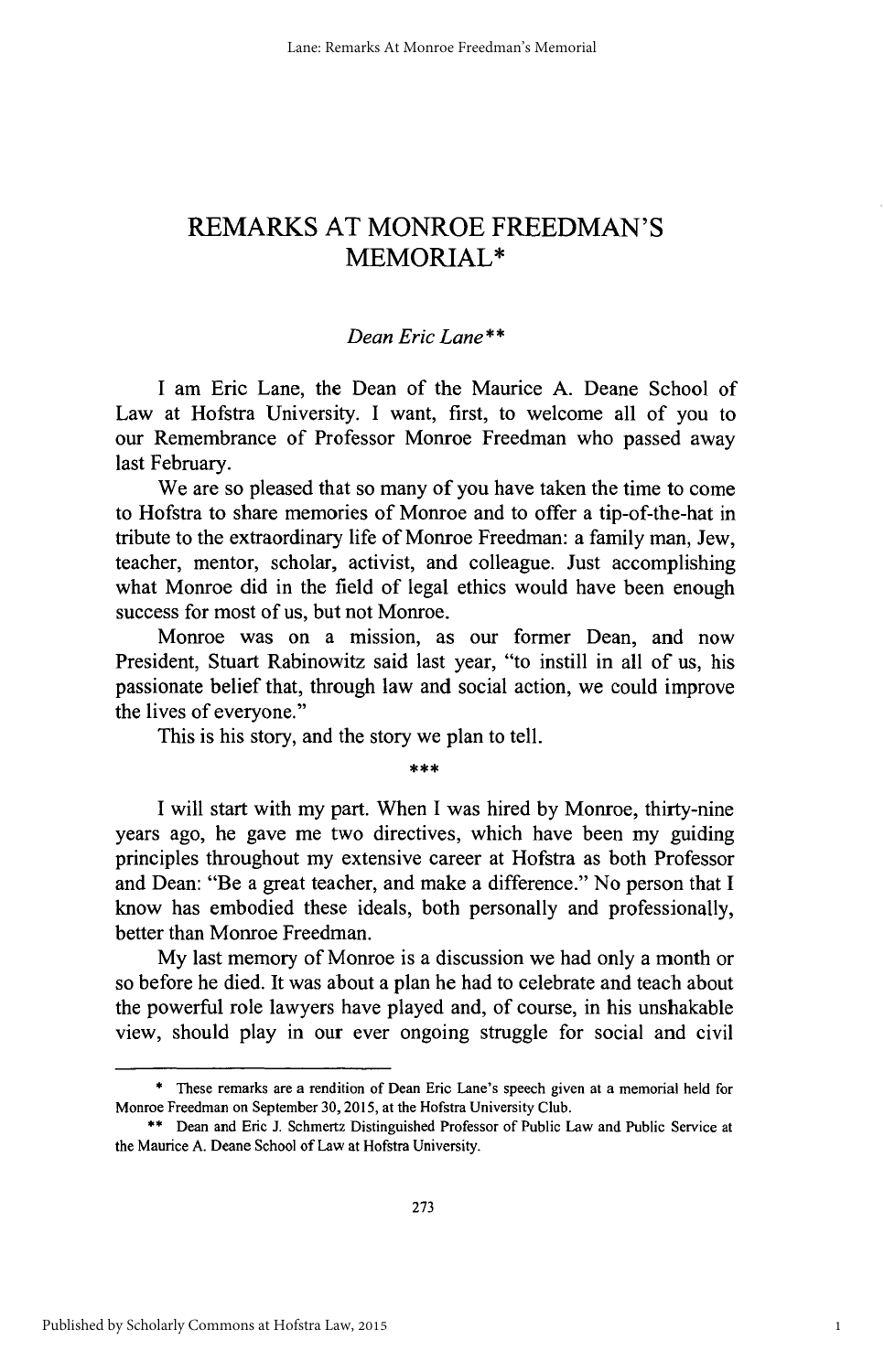# REMARKS AT MONROE FREEDMAN'S MEMORIAL*

*Dean Eric Lane***

I am Eric Lane, the Dean of the Maurice A. Deane School of Law at Hofstra University. I want, first, to welcome all of you to our Remembrance of Professor Monroe Freedman who passed away last February.

We are so pleased that so many of you have taken the time to come to Hofstra to share memories of Monroe and to offer a tip-of-the-hat in tribute to the extraordinary life of Monroe Freedman: a family man, Jew, teacher, mentor, scholar, activist, and colleague. Just accomplishing what Monroe did in the field of legal ethics would have been enough success for most of us, but not Monroe.

Monroe was on a mission, as our former Dean, and now President, Stuart Rabinowitz said last year, "to instill in all of us, his passionate belief that, through law and social action, we could improve the lives of everyone."

This is his story, and the story we plan to tell.

***

I will start with my part. When I was hired by Monroe, thirty-nine years ago, he gave me two directives, which have been my guiding principles throughout my extensive career at Hofstra as both Professor and Dean: "Be a great teacher, and make a difference." No person that I know has embodied these ideals, both personally and professionally, better than Monroe Freedman.

My last memory of Monroe is a discussion we had only a month or so before he died. It was about a plan he had to celebrate and teach about the powerful role lawyers have played and, of course, in his unshakable view, should play in our ever ongoing struggle for social and civil

---

\* These remarks are a rendition of Dean Eric Lane's speech given at a memorial held for Monroe Freedman on September 30, 2015, at the Hofstra University Club.

\*\* Dean and Eric J. Schmertz Distinguished Professor of Public Law and Public Service at the Maurice A. Deane School of Law at Hofstra University.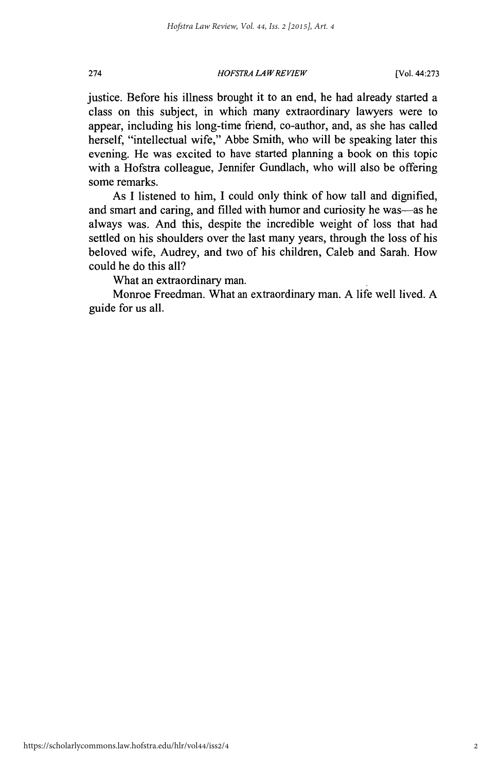justice. Before his illness brought it to an end, he had already started a class on this subject, in which many extraordinary lawyers were to appear, including his long-time friend, co-author, and, as she has called herself, "intellectual wife," Abbe Smith, who will be speaking later this evening. He was excited to have started planning a book on this topic with a Hofstra colleague, Jennifer Gundlach, who will also be offering some remarks.

As I listened to him, I could only think of how tall and dignified, and smart and caring, and filled with humor and curiosity he was—as he always was. And this, despite the incredible weight of loss that had settled on his shoulders over the last many years, through the loss of his beloved wife, Audrey, and two of his children, Caleb and Sarah. How could he do this all?

What an extraordinary man.

Monroe Freedman. What an extraordinary man. A life well lived. A guide for us all.